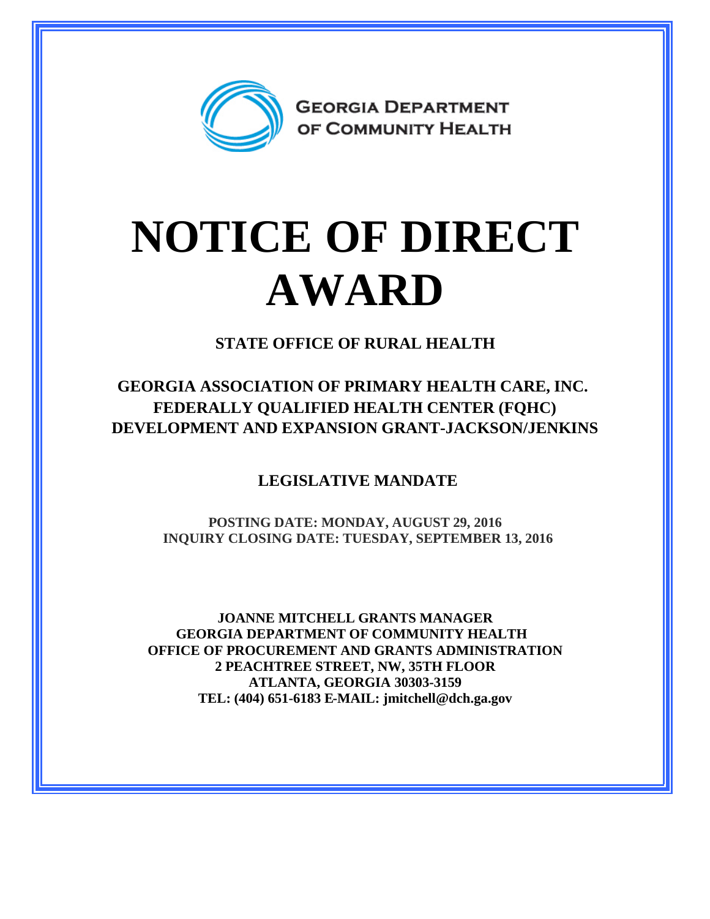GEORGIA DEPARTMENT OF COMMUNITY HEALTH

# NOTICE OF DIRECT AWARD

**STATE OFFICE OF RURAL HEALTH**

## GEORGIA ASSOCIATION OF PRIMARY HEALTH CARE, INC. FEDERALLY QUALIFIED HEALTH CENTER (FQHC) DEVELOPMENT AND EXPANSION GRANT-JACKSON/JENKINS

**LEGISLATIVE MANDATE**

**POSTING DATE: MONDAY, AUGUST 29, 2016**
**INQUIRY CLOSING DATE: TUESDAY, SEPTEMBER 13, 2016**

**JOANNE MITCHELL GRANTS MANAGER**
**GEORGIA DEPARTMENT OF COMMUNITY HEALTH**
**OFFICE OF PROCUREMENT AND GRANTS ADMINISTRATION**
**2 PEACHTREE STREET, NW, 35TH FLOOR**
**ATLANTA, GEORGIA 30303-3159**
**TEL: (404) 651-6183 E-MAIL: jmitchell@dch.ga.gov**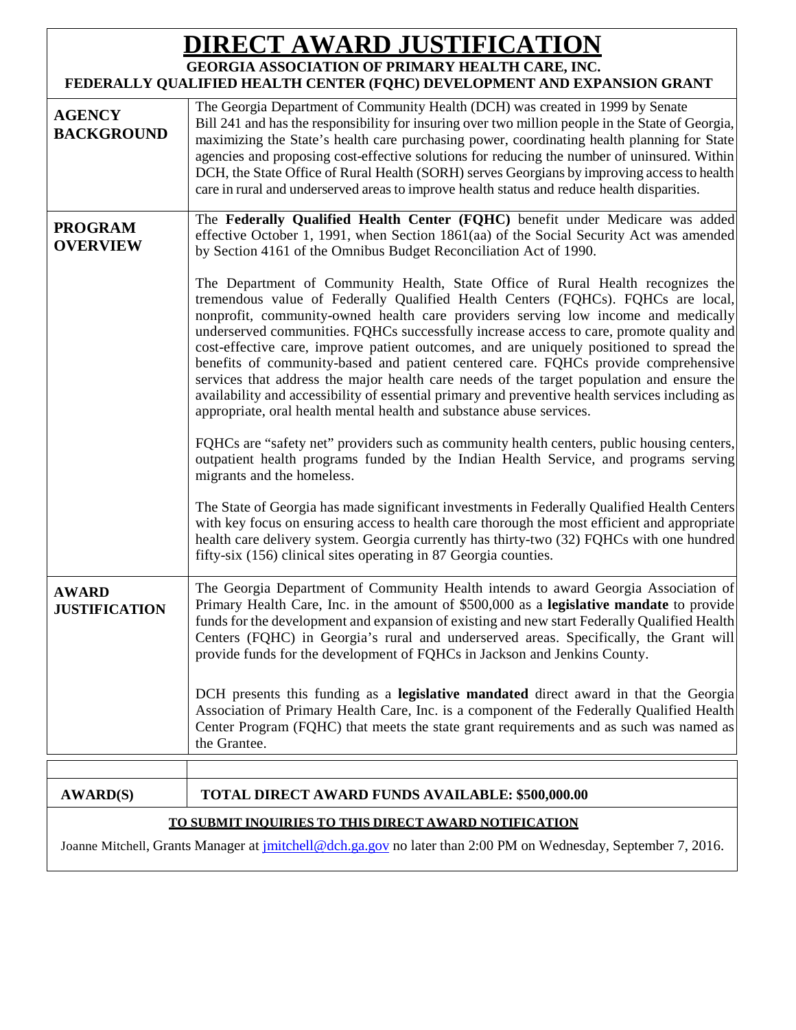# DIRECT AWARD JUSTIFICATION

**GEORGIA ASSOCIATION OF PRIMARY HEALTH CARE, INC.**
**FEDERALLY QUALIFIED HEALTH CENTER (FQHC) DEVELOPMENT AND EXPANSION GRANT**

| | |
|---|---|
| **AGENCY BACKGROUND** | The Georgia Department of Community Health (DCH) was created in 1999 by Senate Bill 241 and has the responsibility for insuring over two million people in the State of Georgia, maximizing the State's health care purchasing power, coordinating health planning for State agencies and proposing cost-effective solutions for reducing the number of uninsured. Within DCH, the State Office of Rural Health (SORH) serves Georgians by improving access to health care in rural and underserved areas to improve health status and reduce health disparities. |
| **PROGRAM OVERVIEW** | The **Federally Qualified Health Center (FQHC)** benefit under Medicare was added effective October 1, 1991, when Section 1861(aa) of the Social Security Act was amended by Section 4161 of the Omnibus Budget Reconciliation Act of 1990.<br><br>The Department of Community Health, State Office of Rural Health recognizes the tremendous value of Federally Qualified Health Centers (FQHCs). FQHCs are local, nonprofit, community-owned health care providers serving low income and medically underserved communities. FQHCs successfully increase access to care, promote quality and cost-effective care, improve patient outcomes, and are uniquely positioned to spread the benefits of community-based and patient centered care. FQHCs provide comprehensive services that address the major health care needs of the target population and ensure the availability and accessibility of essential primary and preventive health services including as appropriate, oral health mental health and substance abuse services.<br><br>FQHCs are "safety net" providers such as community health centers, public housing centers, outpatient health programs funded by the Indian Health Service, and programs serving migrants and the homeless.<br><br>The State of Georgia has made significant investments in Federally Qualified Health Centers with key focus on ensuring access to health care thorough the most efficient and appropriate health care delivery system. Georgia currently has thirty-two (32) FQHCs with one hundred fifty-six (156) clinical sites operating in 87 Georgia counties. |
| **AWARD JUSTIFICATION** | The Georgia Department of Community Health intends to award Georgia Association of Primary Health Care, Inc. in the amount of $500,000 as a **legislative mandate** to provide funds for the development and expansion of existing and new start Federally Qualified Health Centers (FQHC) in Georgia's rural and underserved areas. Specifically, the Grant will provide funds for the development of FQHCs in Jackson and Jenkins County.<br><br>DCH presents this funding as a **legislative mandated** direct award in that the Georgia Association of Primary Health Care, Inc. is a component of the Federally Qualified Health Center Program (FQHC) that meets the state grant requirements and as such was named as the Grantee. |
| | |
| **AWARD(S)** | **TOTAL DIRECT AWARD FUNDS AVAILABLE: $500,000.00** |

**TO SUBMIT INQUIRIES TO THIS DIRECT AWARD NOTIFICATION**

Joanne Mitchell, Grants Manager at jmitchell@dch.ga.gov no later than 2:00 PM on Wednesday, September 7, 2016.